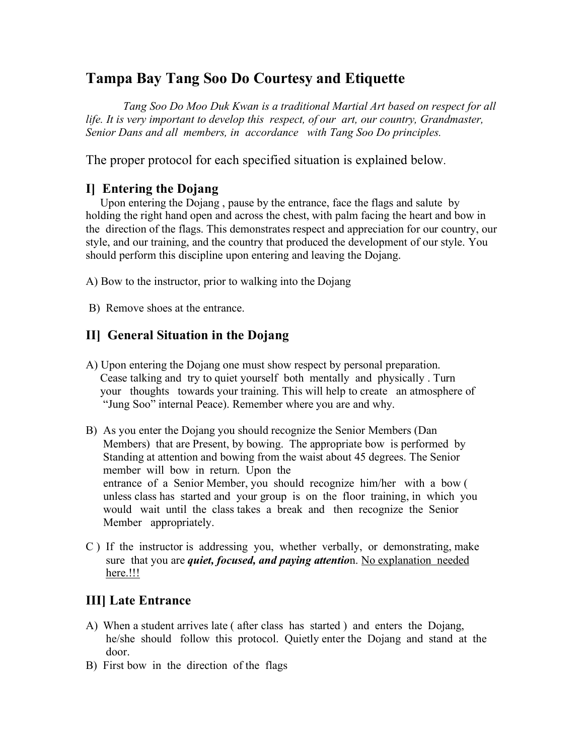# Tampa Bay Tang Soo Do Courtesy and Etiquette

*Tang Soo Do Moo Duk Kwan is a traditional Martial Art based on respect for all life. It is very important to develop this respect, of our art, our country, Grandmaster, Senior Dans and all members, in accordance with Tang Soo Do principles.*

The proper protocol for each specified situation is explained below.

## I] Entering the Dojang

Upon entering the Dojang , pause by the entrance, face the flags and salute by holding the right hand open and across the chest, with palm facing the heart and bow in the direction of the flags. This demonstrates respect and appreciation for our country, our style, and our training, and the country that produced the development of our style. You should perform this discipline upon entering and leaving the Dojang.

A) Bow to the instructor, prior to walking into the Dojang

B) Remove shoes at the entrance.

## II] General Situation in the Dojang

A) Upon entering the Dojang one must show respect by personal preparation. Cease talking and try to quiet yourself both mentally and physically . Turn your thoughts towards your training. This will help to create an atmosphere of "Jung Soo" internal Peace). Remember where you are and why.

B) As you enter the Dojang you should recognize the Senior Members (Dan Members) that are Present, by bowing. The appropriate bow is performed by Standing at attention and bowing from the waist about 45 degrees. The Senior member will bow in return. Upon the entrance of a Senior Member, you should recognize him/her with a bow ( unless class has started and your group is on the floor training, in which you would wait until the class takes a break and then recognize the Senior Member appropriately.

C ) If the instructor is addressing you, whether verbally, or demonstrating, make sure that you are ***quiet, focused, and paying attentio***n. <u>No explanation needed here.!!!</u>

## III] Late Entrance

A) When a student arrives late ( after class has started ) and enters the Dojang, he/she should follow this protocol. Quietly enter the Dojang and stand at the door.

B) First bow in the direction of the flags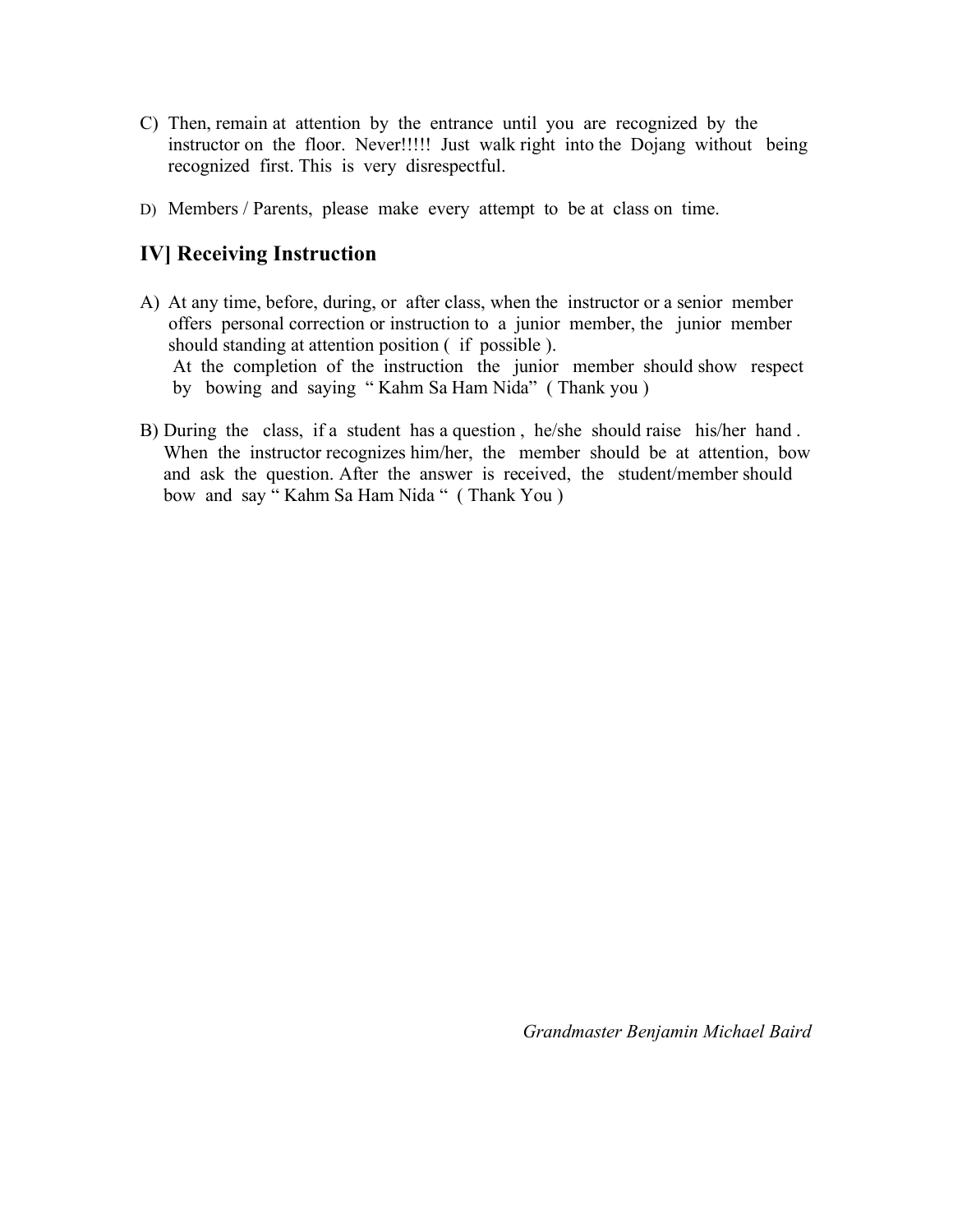C) Then, remain at attention by the entrance until you are recognized by the instructor on the floor. Never!!!!! Just walk right into the Dojang without being recognized first. This is very disrespectful.

D) Members / Parents, please make every attempt to be at class on time.

## IV] Receiving Instruction

A) At any time, before, during, or after class, when the instructor or a senior member offers personal correction or instruction to a junior member, the junior member should standing at attention position ( if possible ).
At the completion of the instruction the junior member should show respect by bowing and saying " Kahm Sa Ham Nida" ( Thank you )

B) During the class, if a student has a question , he/she should raise his/her hand . When the instructor recognizes him/her, the member should be at attention, bow and ask the question. After the answer is received, the student/member should bow and say " Kahm Sa Ham Nida " ( Thank You )

*Grandmaster Benjamin Michael Baird*